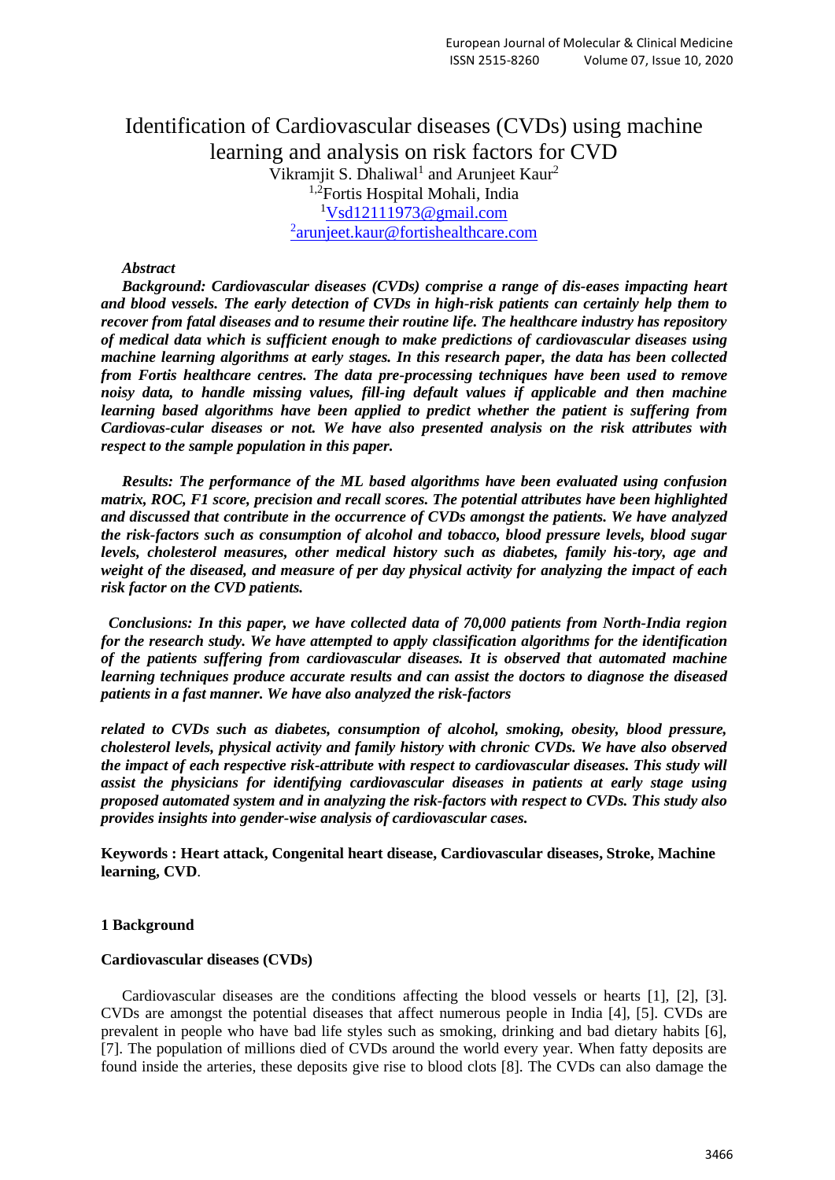# Identification of Cardiovascular diseases (CVDs) using machine learning and analysis on risk factors for CVD

Vikramjit S. Dhaliwal[1] and Arunjeet Kaur[2]

[1,2]Fortis Hospital Mohali, India

[1]Vsd12111973@gmail.com

[2]arunjeet.kaur@fortishealthcare.com

***Abstract***

***Background: Cardiovascular diseases (CVDs) comprise a range of dis-eases impacting heart and blood vessels. The early detection of CVDs in high-risk patients can certainly help them to recover from fatal diseases and to resume their routine life. The healthcare industry has repository of medical data which is sufficient enough to make predictions of cardiovascular diseases using machine learning algorithms at early stages. In this research paper, the data has been collected from Fortis healthcare centres. The data pre-processing techniques have been used to remove noisy data, to handle missing values, fill-ing default values if applicable and then machine learning based algorithms have been applied to predict whether the patient is suffering from Cardiovas-cular diseases or not. We have also presented analysis on the risk attributes with respect to the sample population in this paper.***

***Results: The performance of the ML based algorithms have been evaluated using confusion matrix, ROC, F1 score, precision and recall scores. The potential attributes have been highlighted and discussed that contribute in the occurrence of CVDs amongst the patients. We have analyzed the risk-factors such as consumption of alcohol and tobacco, blood pressure levels, blood sugar levels, cholesterol measures, other medical history such as diabetes, family his-tory, age and weight of the diseased, and measure of per day physical activity for analyzing the impact of each risk factor on the CVD patients.***

***Conclusions: In this paper, we have collected data of 70,000 patients from North-India region for the research study. We have attempted to apply classification algorithms for the identification of the patients suffering from cardiovascular diseases. It is observed that automated machine learning techniques produce accurate results and can assist the doctors to diagnose the diseased patients in a fast manner. We have also analyzed the risk-factors related to CVDs such as diabetes, consumption of alcohol, smoking, obesity, blood pressure, cholesterol levels, physical activity and family history with chronic CVDs. We have also observed the impact of each respective risk-attribute with respect to cardiovascular diseases. This study will assist the physicians for identifying cardiovascular diseases in patients at early stage using proposed automated system and in analyzing the risk-factors with respect to CVDs. This study also provides insights into gender-wise analysis of cardiovascular cases.***

**Keywords : Heart attack, Congenital heart disease, Cardiovascular diseases, Stroke, Machine learning, CVD**.

## 1 Background

### Cardiovascular diseases (CVDs)

Cardiovascular diseases are the conditions affecting the blood vessels or hearts [1], [2], [3]. CVDs are amongst the potential diseases that affect numerous people in India [4], [5]. CVDs are prevalent in people who have bad life styles such as smoking, drinking and bad dietary habits [6], [7]. The population of millions died of CVDs around the world every year. When fatty deposits are found inside the arteries, these deposits give rise to blood clots [8]. The CVDs can also damage the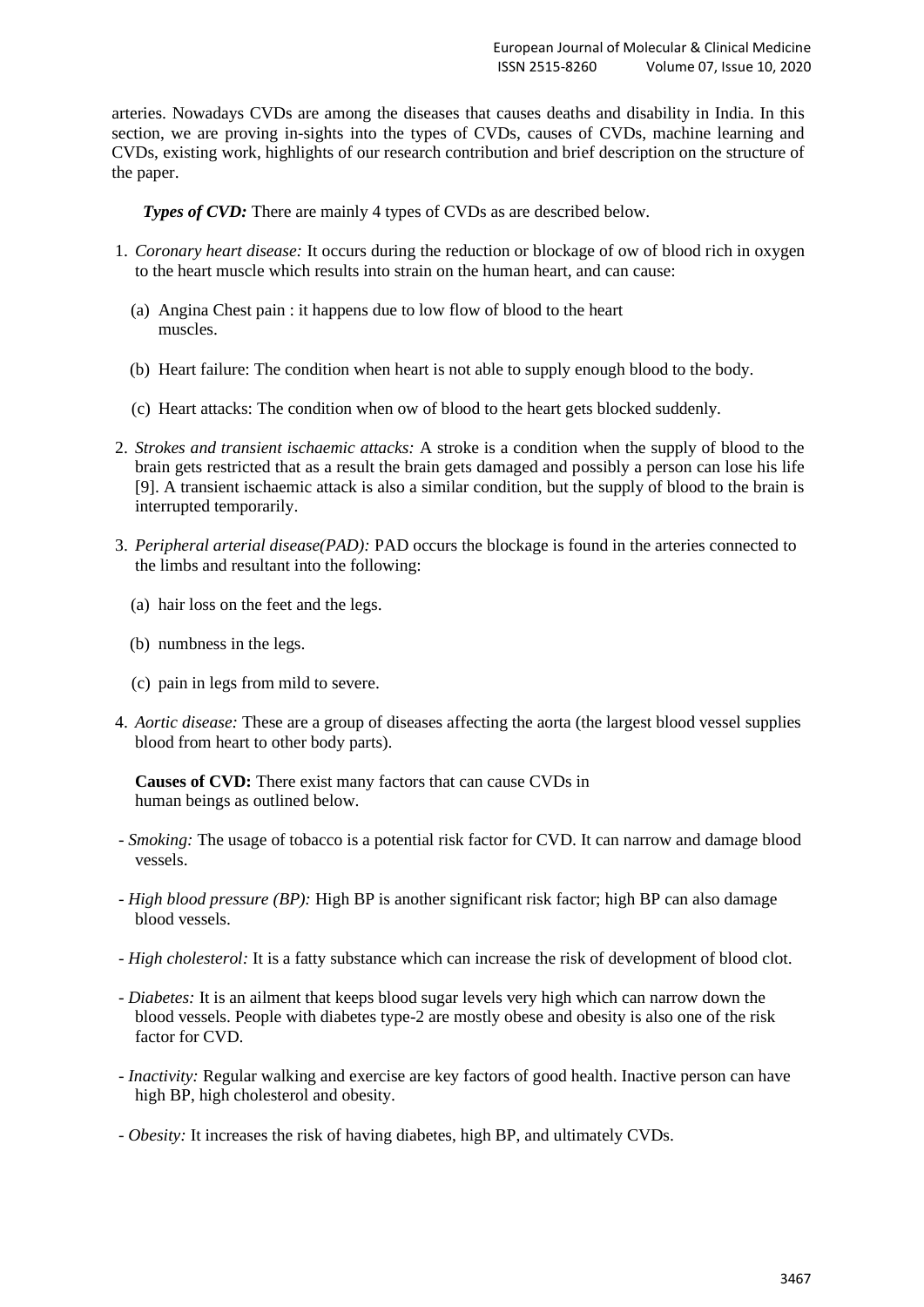arteries. Nowadays CVDs are among the diseases that causes deaths and disability in India. In this section, we are proving in-sights into the types of CVDs, causes of CVDs, machine learning and CVDs, existing work, highlights of our research contribution and brief description on the structure of the paper.

***Types of CVD:*** There are mainly 4 types of CVDs as are described below.

1. *Coronary heart disease:* It occurs during the reduction or blockage of ow of blood rich in oxygen to the heart muscle which results into strain on the human heart, and can cause:
   (a) Angina Chest pain : it happens due to low flow of blood to the heart muscles.
   (b) Heart failure: The condition when heart is not able to supply enough blood to the body.
   (c) Heart attacks: The condition when ow of blood to the heart gets blocked suddenly.
2. *Strokes and transient ischaemic attacks:* A stroke is a condition when the supply of blood to the brain gets restricted that as a result the brain gets damaged and possibly a person can lose his life [9]. A transient ischaemic attack is also a similar condition, but the supply of blood to the brain is interrupted temporarily.
3. *Peripheral arterial disease(PAD):* PAD occurs the blockage is found in the arteries connected to the limbs and resultant into the following:
   (a) hair loss on the feet and the legs.
   (b) numbness in the legs.
   (c) pain in legs from mild to severe.
4. *Aortic disease:* These are a group of diseases affecting the aorta (the largest blood vessel supplies blood from heart to other body parts).

**Causes of CVD:** There exist many factors that can cause CVDs in human beings as outlined below.

- *Smoking:* The usage of tobacco is a potential risk factor for CVD. It can narrow and damage blood vessels.
- *High blood pressure (BP):* High BP is another significant risk factor; high BP can also damage blood vessels.
- *High cholesterol:* It is a fatty substance which can increase the risk of development of blood clot.
- *Diabetes:* It is an ailment that keeps blood sugar levels very high which can narrow down the blood vessels. People with diabetes type-2 are mostly obese and obesity is also one of the risk factor for CVD.
- *Inactivity:* Regular walking and exercise are key factors of good health. Inactive person can have high BP, high cholesterol and obesity.
- *Obesity:* It increases the risk of having diabetes, high BP, and ultimately CVDs.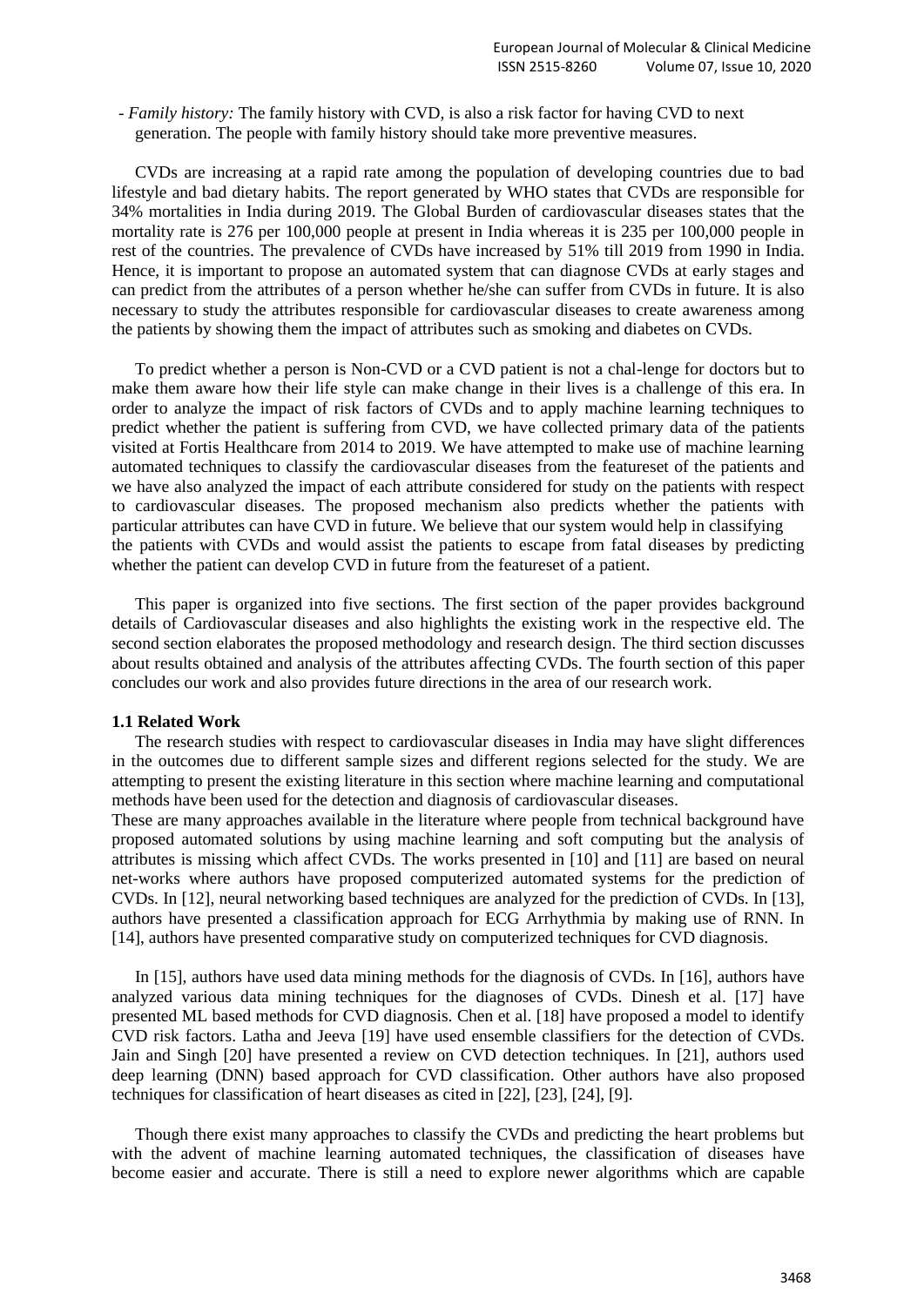- *Family history:* The family history with CVD, is also a risk factor for having CVD to next generation. The people with family history should take more preventive measures.

CVDs are increasing at a rapid rate among the population of developing countries due to bad lifestyle and bad dietary habits. The report generated by WHO states that CVDs are responsible for 34% mortalities in India during 2019. The Global Burden of cardiovascular diseases states that the mortality rate is 276 per 100,000 people at present in India whereas it is 235 per 100,000 people in rest of the countries. The prevalence of CVDs have increased by 51% till 2019 from 1990 in India. Hence, it is important to propose an automated system that can diagnose CVDs at early stages and can predict from the attributes of a person whether he/she can suffer from CVDs in future. It is also necessary to study the attributes responsible for cardiovascular diseases to create awareness among the patients by showing them the impact of attributes such as smoking and diabetes on CVDs.

To predict whether a person is Non-CVD or a CVD patient is not a chal-lenge for doctors but to make them aware how their life style can make change in their lives is a challenge of this era. In order to analyze the impact of risk factors of CVDs and to apply machine learning techniques to predict whether the patient is suffering from CVD, we have collected primary data of the patients visited at Fortis Healthcare from 2014 to 2019. We have attempted to make use of machine learning automated techniques to classify the cardiovascular diseases from the featureset of the patients and we have also analyzed the impact of each attribute considered for study on the patients with respect to cardiovascular diseases. The proposed mechanism also predicts whether the patients with particular attributes can have CVD in future. We believe that our system would help in classifying the patients with CVDs and would assist the patients to escape from fatal diseases by predicting whether the patient can develop CVD in future from the featureset of a patient.

This paper is organized into five sections. The first section of the paper provides background details of Cardiovascular diseases and also highlights the existing work in the respective eld. The second section elaborates the proposed methodology and research design. The third section discusses about results obtained and analysis of the attributes affecting CVDs. The fourth section of this paper concludes our work and also provides future directions in the area of our research work.

### 1.1 Related Work

The research studies with respect to cardiovascular diseases in India may have slight differences in the outcomes due to different sample sizes and different regions selected for the study. We are attempting to present the existing literature in this section where machine learning and computational methods have been used for the detection and diagnosis of cardiovascular diseases.

These are many approaches available in the literature where people from technical background have proposed automated solutions by using machine learning and soft computing but the analysis of attributes is missing which affect CVDs. The works presented in [10] and [11] are based on neural net-works where authors have proposed computerized automated systems for the prediction of CVDs. In [12], neural networking based techniques are analyzed for the prediction of CVDs. In [13], authors have presented a classification approach for ECG Arrhythmia by making use of RNN. In [14], authors have presented comparative study on computerized techniques for CVD diagnosis.

In [15], authors have used data mining methods for the diagnosis of CVDs. In [16], authors have analyzed various data mining techniques for the diagnoses of CVDs. Dinesh et al. [17] have presented ML based methods for CVD diagnosis. Chen et al. [18] have proposed a model to identify CVD risk factors. Latha and Jeeva [19] have used ensemble classifiers for the detection of CVDs. Jain and Singh [20] have presented a review on CVD detection techniques. In [21], authors used deep learning (DNN) based approach for CVD classification. Other authors have also proposed techniques for classification of heart diseases as cited in [22], [23], [24], [9].

Though there exist many approaches to classify the CVDs and predicting the heart problems but with the advent of machine learning automated techniques, the classification of diseases have become easier and accurate. There is still a need to explore newer algorithms which are capable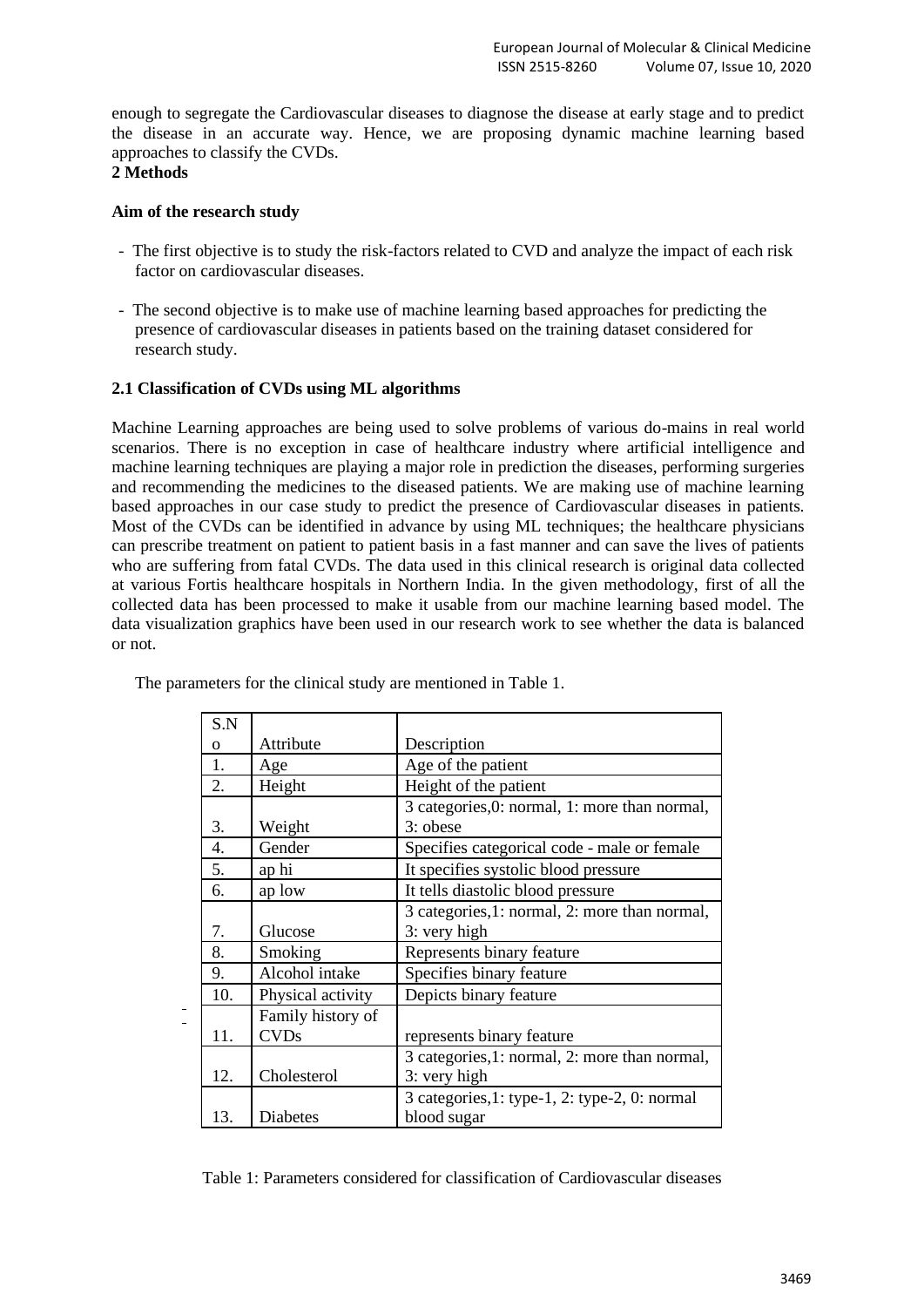enough to segregate the Cardiovascular diseases to diagnose the disease at early stage and to predict the disease in an accurate way. Hence, we are proposing dynamic machine learning based approaches to classify the CVDs.

## 2 Methods

**Aim of the research study**

- The first objective is to study the risk-factors related to CVD and analyze the impact of each risk factor on cardiovascular diseases.
- The second objective is to make use of machine learning based approaches for predicting the presence of cardiovascular diseases in patients based on the training dataset considered for research study.

### 2.1 Classification of CVDs using ML algorithms

Machine Learning approaches are being used to solve problems of various do-mains in real world scenarios. There is no exception in case of healthcare industry where artificial intelligence and machine learning techniques are playing a major role in prediction the diseases, performing surgeries and recommending the medicines to the diseased patients. We are making use of machine learning based approaches in our case study to predict the presence of Cardiovascular diseases in patients. Most of the CVDs can be identified in advance by using ML techniques; the healthcare physicians can prescribe treatment on patient to patient basis in a fast manner and can save the lives of patients who are suffering from fatal CVDs. The data used in this clinical research is original data collected at various Fortis healthcare hospitals in Northern India. In the given methodology, first of all the collected data has been processed to make it usable from our machine learning based model. The data visualization graphics have been used in our research work to see whether the data is balanced or not.

The parameters for the clinical study are mentioned in Table 1.

| S.No | Attribute | Description |
| --- | --- | --- |
| 1. | Age | Age of the patient |
| 2. | Height | Height of the patient |
| 3. | Weight | 3 categories,0: normal, 1: more than normal, 3: obese |
| 4. | Gender | Specifies categorical code - male or female |
| 5. | ap hi | It specifies systolic blood pressure |
| 6. | ap low | It tells diastolic blood pressure |
| 7. | Glucose | 3 categories,1: normal, 2: more than normal, 3: very high |
| 8. | Smoking | Represents binary feature |
| 9. | Alcohol intake | Specifies binary feature |
| 10. | Physical activity | Depicts binary feature |
| 11. | Family history of CVDs | represents binary feature |
| 12. | Cholesterol | 3 categories,1: normal, 2: more than normal, 3: very high |
| 13. | Diabetes | 3 categories,1: type-1, 2: type-2, 0: normal blood sugar |

Table 1: Parameters considered for classification of Cardiovascular diseases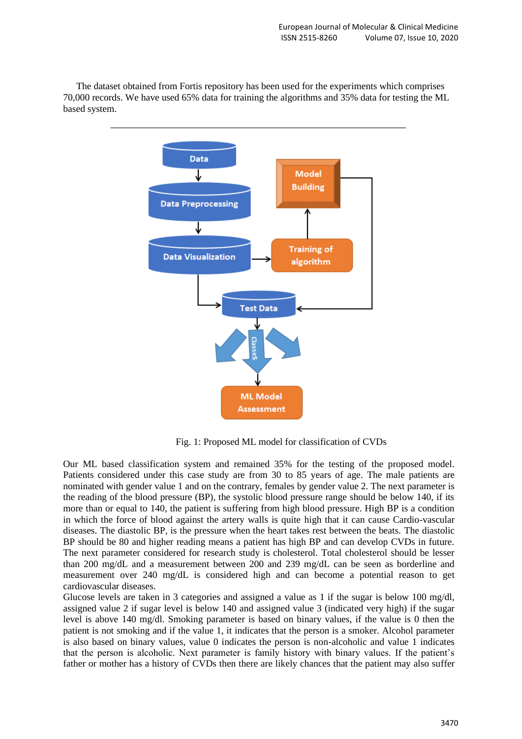The dataset obtained from Fortis repository has been used for the experiments which comprises 70,000 records. We have used 65% data for training the algorithms and 35% data for testing the ML based system.

Fig. 1: Proposed ML model for classification of CVDs

Our ML based classification system and remained 35% for the testing of the proposed model. Patients considered under this case study are from 30 to 85 years of age. The male patients are nominated with gender value 1 and on the contrary, females by gender value 2. The next parameter is the reading of the blood pressure (BP), the systolic blood pressure range should be below 140, if its more than or equal to 140, the patient is suffering from high blood pressure. High BP is a condition in which the force of blood against the artery walls is quite high that it can cause Cardio-vascular diseases. The diastolic BP, is the pressure when the heart takes rest between the beats. The diastolic BP should be 80 and higher reading means a patient has high BP and can develop CVDs in future. The next parameter considered for research study is cholesterol. Total cholesterol should be lesser than 200 mg/dL and a measurement between 200 and 239 mg/dL can be seen as borderline and measurement over 240 mg/dL is considered high and can become a potential reason to get cardiovascular diseases.

Glucose levels are taken in 3 categories and assigned a value as 1 if the sugar is below 100 mg/dl, assigned value 2 if sugar level is below 140 and assigned value 3 (indicated very high) if the sugar level is above 140 mg/dl. Smoking parameter is based on binary values, if the value is 0 then the patient is not smoking and if the value 1, it indicates that the person is a smoker. Alcohol parameter is also based on binary values, value 0 indicates the person is non-alcoholic and value 1 indicates that the person is alcoholic. Next parameter is family history with binary values. If the patient's father or mother has a history of CVDs then there are likely chances that the patient may also suffer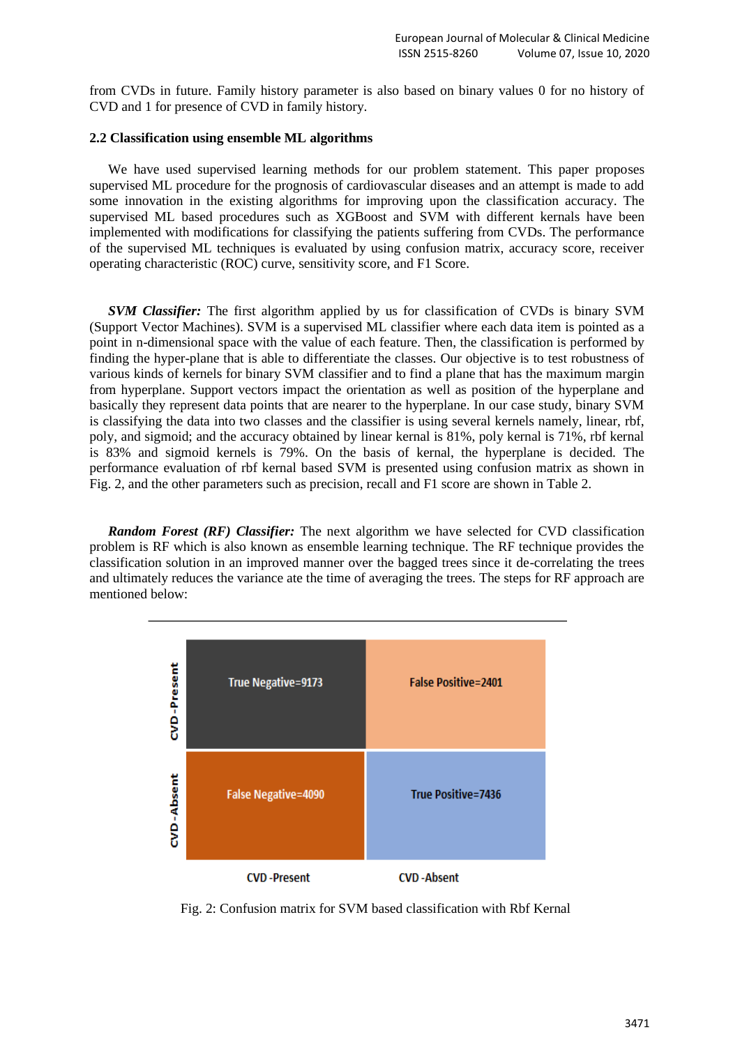from CVDs in future. Family history parameter is also based on binary values 0 for no history of CVD and 1 for presence of CVD in family history.

### 2.2 Classification using ensemble ML algorithms

We have used supervised learning methods for our problem statement. This paper proposes supervised ML procedure for the prognosis of cardiovascular diseases and an attempt is made to add some innovation in the existing algorithms for improving upon the classification accuracy. The supervised ML based procedures such as XGBoost and SVM with different kernals have been implemented with modifications for classifying the patients suffering from CVDs. The performance of the supervised ML techniques is evaluated by using confusion matrix, accuracy score, receiver operating characteristic (ROC) curve, sensitivity score, and F1 Score.

***SVM Classifier:*** The first algorithm applied by us for classification of CVDs is binary SVM (Support Vector Machines). SVM is a supervised ML classifier where each data item is pointed as a point in n-dimensional space with the value of each feature. Then, the classification is performed by finding the hyper-plane that is able to differentiate the classes. Our objective is to test robustness of various kinds of kernels for binary SVM classifier and to find a plane that has the maximum margin from hyperplane. Support vectors impact the orientation as well as position of the hyperplane and basically they represent data points that are nearer to the hyperplane. In our case study, binary SVM is classifying the data into two classes and the classifier is using several kernels namely, linear, rbf, poly, and sigmoid; and the accuracy obtained by linear kernal is 81%, poly kernal is 71%, rbf kernal is 83% and sigmoid kernels is 79%. On the basis of kernal, the hyperplane is decided. The performance evaluation of rbf kernal based SVM is presented using confusion matrix as shown in Fig. 2, and the other parameters such as precision, recall and F1 score are shown in Table 2.

***Random Forest (RF) Classifier:*** The next algorithm we have selected for CVD classification problem is RF which is also known as ensemble learning technique. The RF technique provides the classification solution in an improved manner over the bagged trees since it de-correlating the trees and ultimately reduces the variance ate the time of averaging the trees. The steps for RF approach are mentioned below:

| | CVD -Present | CVD -Absent |
|---|---|---|
| **CVD-Present** | True Negative=9173 | False Positive=2401 |
| **CVD-Absent** | False Negative=4090 | True Positive=7436 |

Fig. 2: Confusion matrix for SVM based classification with Rbf Kernal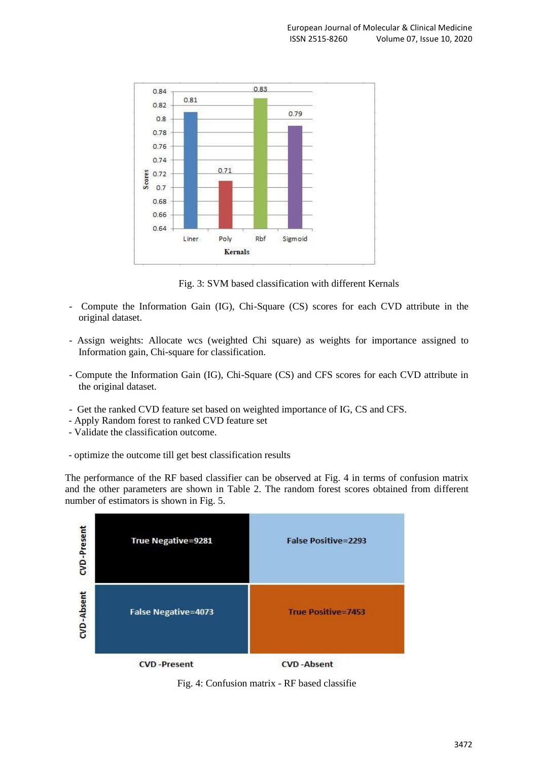Fig. 3: SVM based classification with different Kernals

- Compute the Information Gain (IG), Chi-Square (CS) scores for each CVD attribute in the original dataset.

- Assign weights: Allocate wcs (weighted Chi square) as weights for importance assigned to Information gain, Chi-square for classification.

- Compute the Information Gain (IG), Chi-Square (CS) and CFS scores for each CVD attribute in the original dataset.

- Get the ranked CVD feature set based on weighted importance of IG, CS and CFS.
- Apply Random forest to ranked CVD feature set
- Validate the classification outcome.

- optimize the outcome till get best classification results

The performance of the RF based classifier can be observed at Fig. 4 in terms of confusion matrix and the other parameters are shown in Table 2. The random forest scores obtained from different number of estimators is shown in Fig. 5.

Fig. 4: Confusion matrix - RF based classifie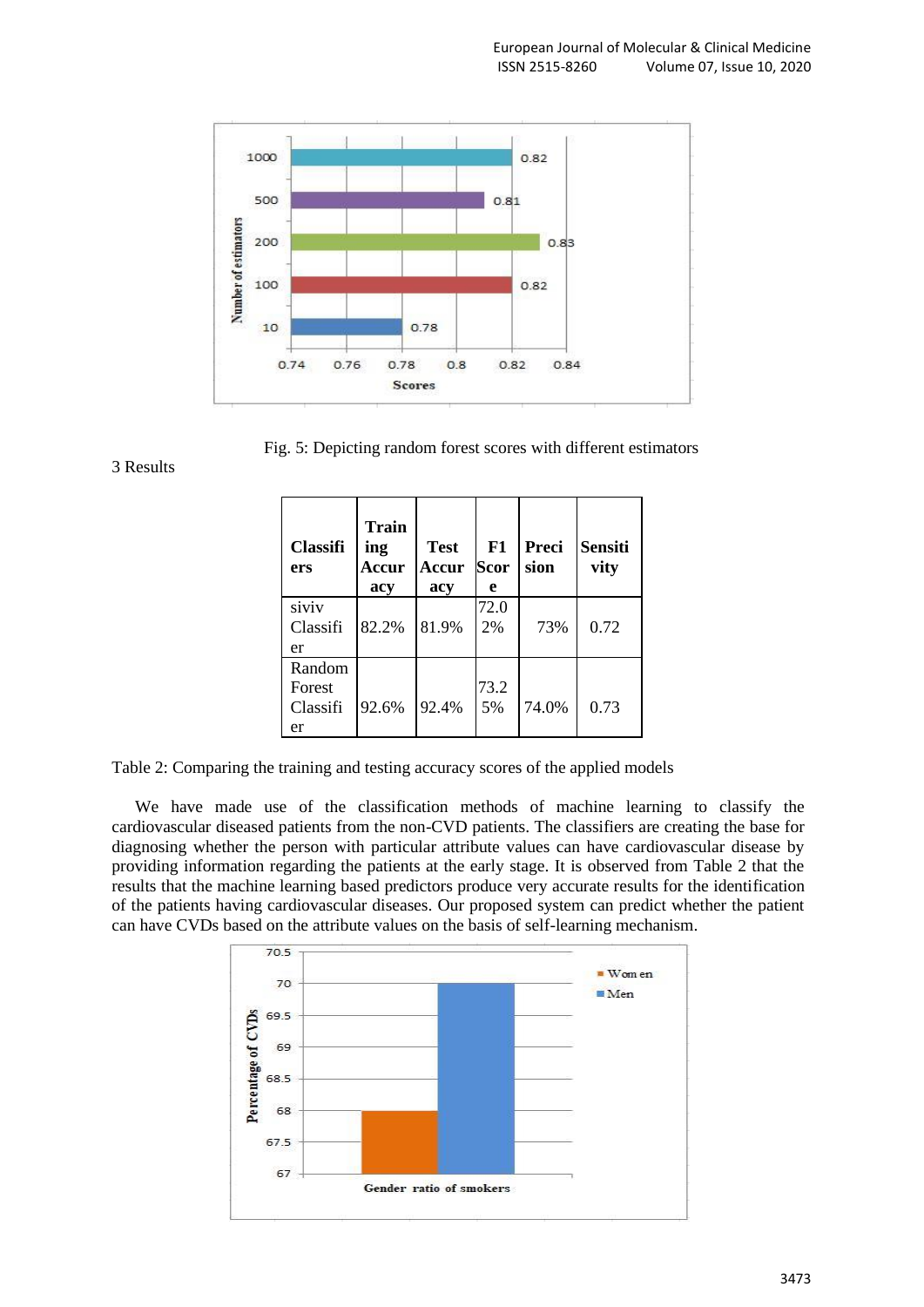Fig. 5: Depicting random forest scores with different estimators

3 Results

| Classifiers | Training Accuracy | Test Accuracy | F1 Score | Precision | Sensitivity |
|---|---|---|---|---|---|
| siviv Classifier | 82.2% | 81.9% | 72.02% | 73% | 0.72 |
| Random Forest Classifier | 92.6% | 92.4% | 73.25% | 74.0% | 0.73 |

Table 2: Comparing the training and testing accuracy scores of the applied models

We have made use of the classification methods of machine learning to classify the cardiovascular diseased patients from the non-CVD patients. The classifiers are creating the base for diagnosing whether the person with particular attribute values can have cardiovascular disease by providing information regarding the patients at the early stage. It is observed from Table 2 that the results that the machine learning based predictors produce very accurate results for the identification of the patients having cardiovascular diseases. Our proposed system can predict whether the patient can have CVDs based on the attribute values on the basis of self-learning mechanism.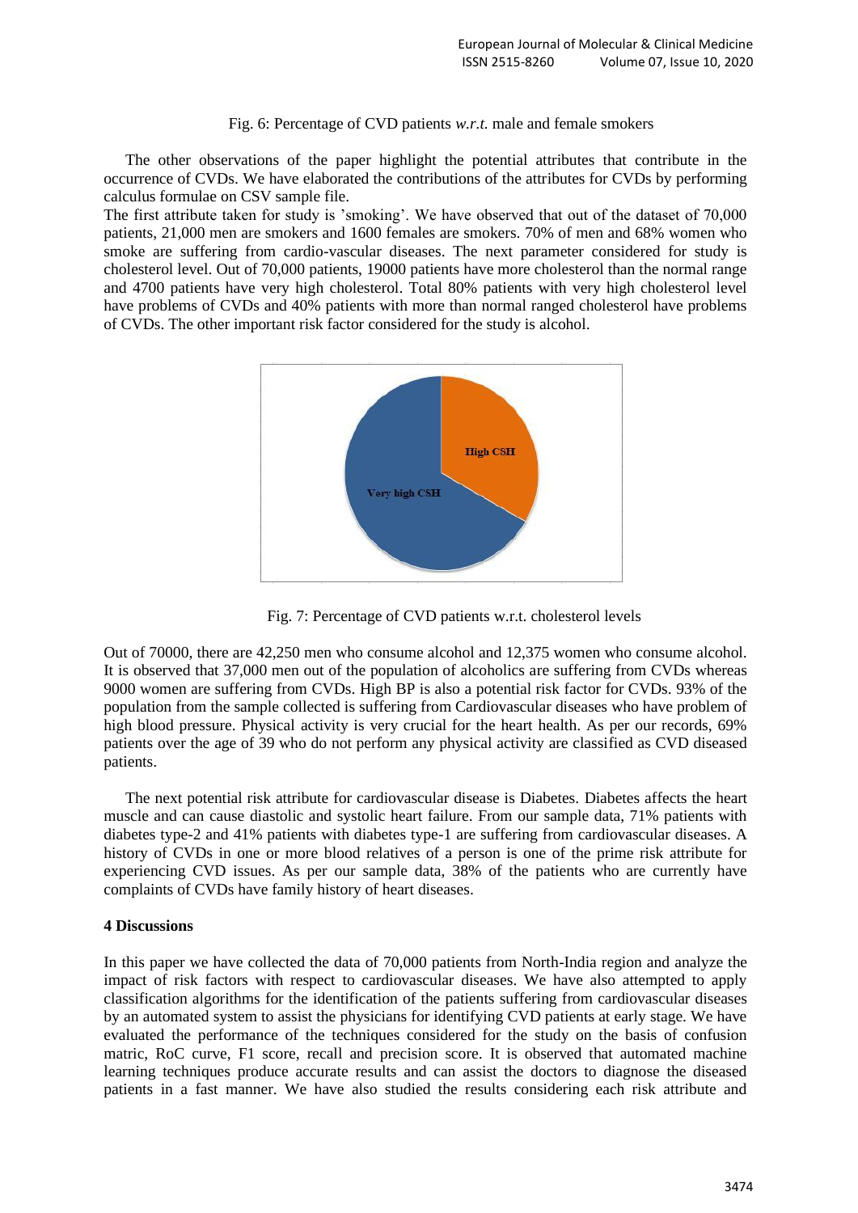Fig. 6: Percentage of CVD patients *w.r.t.* male and female smokers

The other observations of the paper highlight the potential attributes that contribute in the occurrence of CVDs. We have elaborated the contributions of the attributes for CVDs by performing calculus formulae on CSV sample file.

The first attribute taken for study is 'smoking'. We have observed that out of the dataset of 70,000 patients, 21,000 men are smokers and 1600 females are smokers. 70% of men and 68% women who smoke are suffering from cardio-vascular diseases. The next parameter considered for study is cholesterol level. Out of 70,000 patients, 19000 patients have more cholesterol than the normal range and 4700 patients have very high cholesterol. Total 80% patients with very high cholesterol level have problems of CVDs and 40% patients with more than normal ranged cholesterol have problems of CVDs. The other important risk factor considered for the study is alcohol.

Fig. 7: Percentage of CVD patients w.r.t. cholesterol levels

Out of 70000, there are 42,250 men who consume alcohol and 12,375 women who consume alcohol. It is observed that 37,000 men out of the population of alcoholics are suffering from CVDs whereas 9000 women are suffering from CVDs. High BP is also a potential risk factor for CVDs. 93% of the population from the sample collected is suffering from Cardiovascular diseases who have problem of high blood pressure. Physical activity is very crucial for the heart health. As per our records, 69% patients over the age of 39 who do not perform any physical activity are classified as CVD diseased patients.

The next potential risk attribute for cardiovascular disease is Diabetes. Diabetes affects the heart muscle and can cause diastolic and systolic heart failure. From our sample data, 71% patients with diabetes type-2 and 41% patients with diabetes type-1 are suffering from cardiovascular diseases. A history of CVDs in one or more blood relatives of a person is one of the prime risk attribute for experiencing CVD issues. As per our sample data, 38% of the patients who are currently have complaints of CVDs have family history of heart diseases.

## 4 Discussions

In this paper we have collected the data of 70,000 patients from North-India region and analyze the impact of risk factors with respect to cardiovascular diseases. We have also attempted to apply classification algorithms for the identification of the patients suffering from cardiovascular diseases by an automated system to assist the physicians for identifying CVD patients at early stage. We have evaluated the performance of the techniques considered for the study on the basis of confusion matric, RoC curve, F1 score, recall and precision score. It is observed that automated machine learning techniques produce accurate results and can assist the doctors to diagnose the diseased patients in a fast manner. We have also studied the results considering each risk attribute and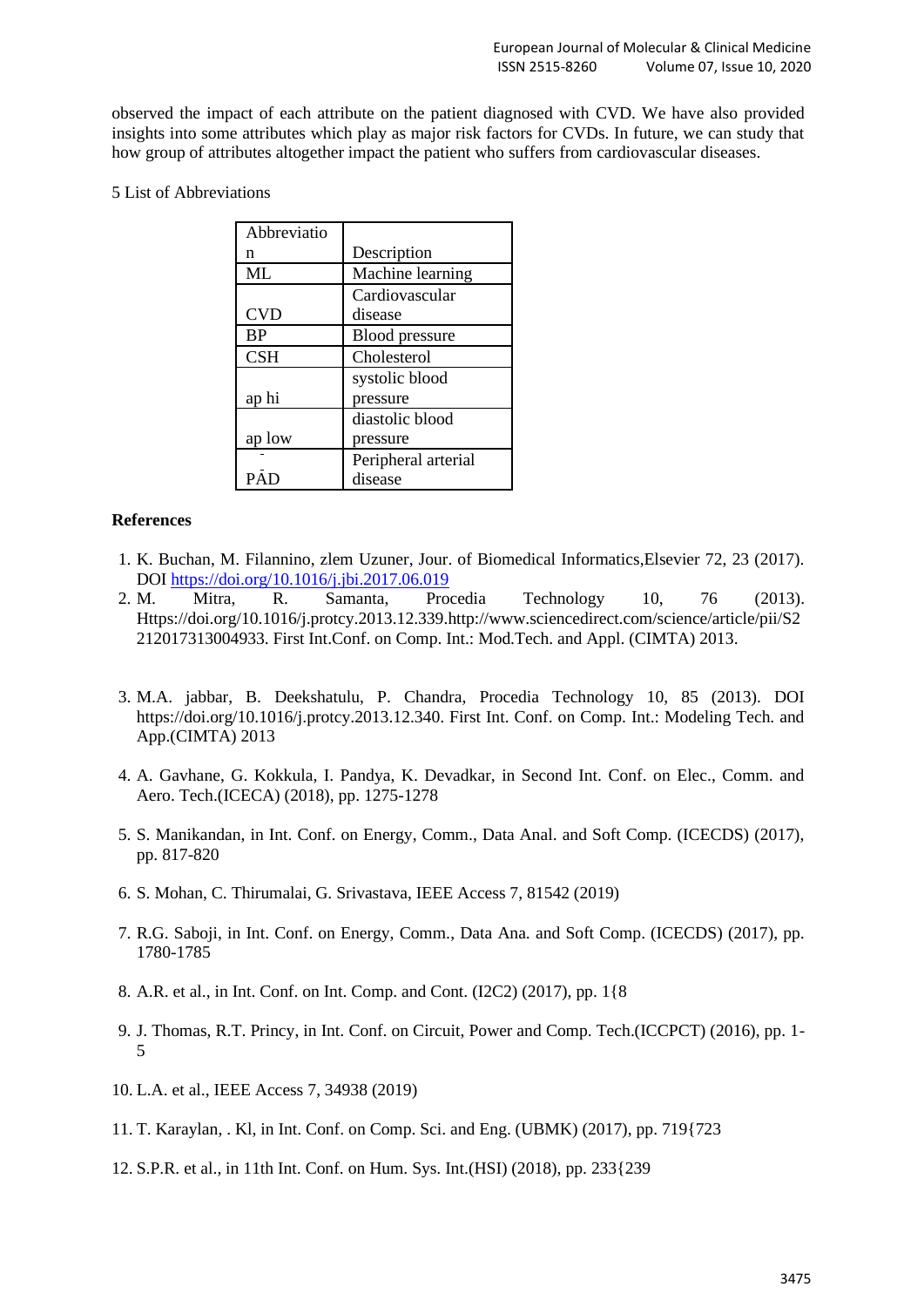observed the impact of each attribute on the patient diagnosed with CVD. We have also provided insights into some attributes which play as major risk factors for CVDs. In future, we can study that how group of attributes altogether impact the patient who suffers from cardiovascular diseases.

## 5 List of Abbreviations

| Abbreviation | Description |
|---|---|
| ML | Machine learning |
| CVD | Cardiovascular disease |
| BP | Blood pressure |
| CSH | Cholesterol |
| ap hi | systolic blood pressure |
| ap low | diastolic blood pressure |
| PAD | Peripheral arterial disease |

## References

1. K. Buchan, M. Filannino, zlem Uzuner, Jour. of Biomedical Informatics,Elsevier 72, 23 (2017). DOI https://doi.org/10.1016/j.jbi.2017.06.019
2. M. Mitra, R. Samanta, Procedia Technology 10, 76 (2013). Https://doi.org/10.1016/j.protcy.2013.12.339.http://www.sciencedirect.com/science/article/pii/S2212017313004933. First Int.Conf. on Comp. Int.: Mod.Tech. and Appl. (CIMTA) 2013.
3. M.A. jabbar, B. Deekshatulu, P. Chandra, Procedia Technology 10, 85 (2013). DOI https://doi.org/10.1016/j.protcy.2013.12.340. First Int. Conf. on Comp. Int.: Modeling Tech. and App.(CIMTA) 2013
4. A. Gavhane, G. Kokkula, I. Pandya, K. Devadkar, in Second Int. Conf. on Elec., Comm. and Aero. Tech.(ICECA) (2018), pp. 1275-1278
5. S. Manikandan, in Int. Conf. on Energy, Comm., Data Anal. and Soft Comp. (ICECDS) (2017), pp. 817-820
6. S. Mohan, C. Thirumalai, G. Srivastava, IEEE Access 7, 81542 (2019)
7. R.G. Saboji, in Int. Conf. on Energy, Comm., Data Ana. and Soft Comp. (ICECDS) (2017), pp. 1780-1785
8. A.R. et al., in Int. Conf. on Int. Comp. and Cont. (I2C2) (2017), pp. 1{8
9. J. Thomas, R.T. Princy, in Int. Conf. on Circuit, Power and Comp. Tech.(ICCPCT) (2016), pp. 1-5
10. L.A. et al., IEEE Access 7, 34938 (2019)
11. T. Karaylan, . Kl, in Int. Conf. on Comp. Sci. and Eng. (UBMK) (2017), pp. 719{723
12. S.P.R. et al., in 11th Int. Conf. on Hum. Sys. Int.(HSI) (2018), pp. 233{239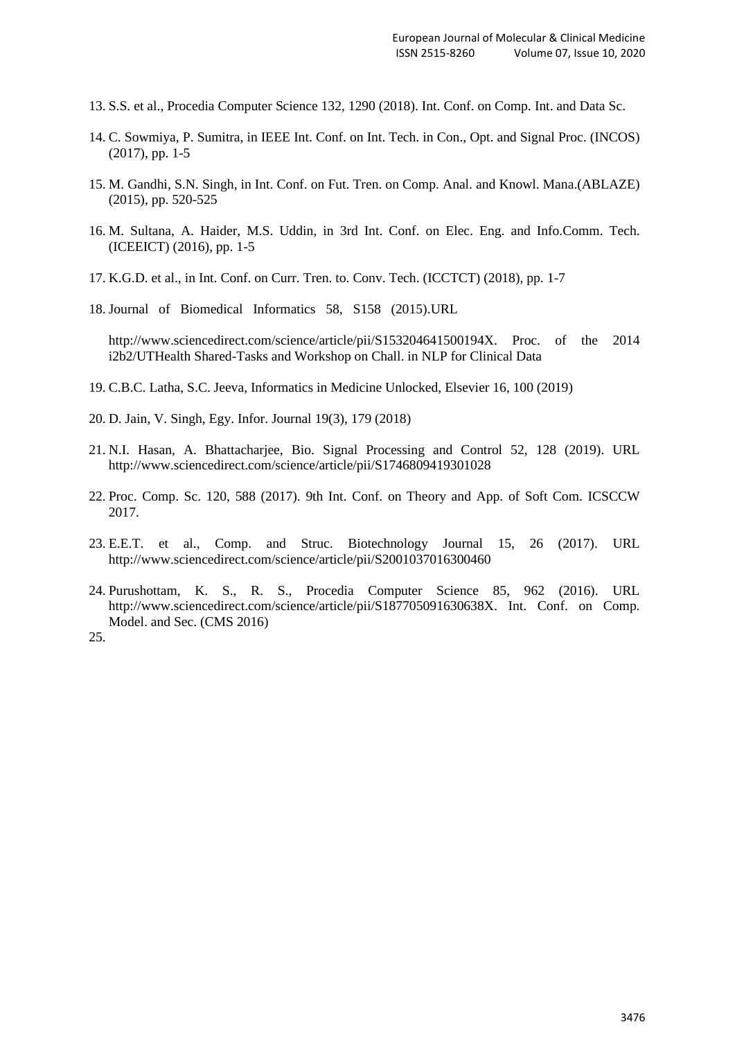13. S.S. et al., Procedia Computer Science 132, 1290 (2018). Int. Conf. on Comp. Int. and Data Sc.

14. C. Sowmiya, P. Sumitra, in IEEE Int. Conf. on Int. Tech. in Con., Opt. and Signal Proc. (INCOS) (2017), pp. 1-5

15. M. Gandhi, S.N. Singh, in Int. Conf. on Fut. Tren. on Comp. Anal. and Knowl. Mana.(ABLAZE) (2015), pp. 520-525

16. M. Sultana, A. Haider, M.S. Uddin, in 3rd Int. Conf. on Elec. Eng. and Info.Comm. Tech. (ICEEICT) (2016), pp. 1-5

17. K.G.D. et al., in Int. Conf. on Curr. Tren. to. Conv. Tech. (ICCTCT) (2018), pp. 1-7

18. Journal of Biomedical Informatics 58, S158 (2015).URL

    http://www.sciencedirect.com/science/article/pii/S153204641500194X. Proc. of the 2014 i2b2/UTHealth Shared-Tasks and Workshop on Chall. in NLP for Clinical Data

19. C.B.C. Latha, S.C. Jeeva, Informatics in Medicine Unlocked, Elsevier 16, 100 (2019)

20. D. Jain, V. Singh, Egy. Infor. Journal 19(3), 179 (2018)

21. N.I. Hasan, A. Bhattacharjee, Bio. Signal Processing and Control 52, 128 (2019). URL http://www.sciencedirect.com/science/article/pii/S1746809419301028

22. Proc. Comp. Sc. 120, 588 (2017). 9th Int. Conf. on Theory and App. of Soft Com. ICSCCW 2017.

23. E.E.T. et al., Comp. and Struc. Biotechnology Journal 15, 26 (2017). URL http://www.sciencedirect.com/science/article/pii/S2001037016300460

24. Purushottam, K. S., R. S., Procedia Computer Science 85, 962 (2016). URL http://www.sciencedirect.com/science/article/pii/S187705091630638X. Int. Conf. on Comp. Model. and Sec. (CMS 2016)

25.